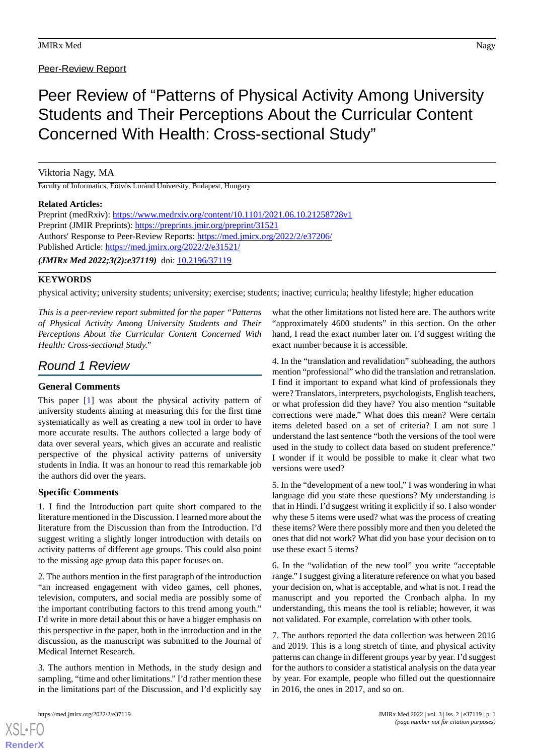Peer-Review Report

# Peer Review of "Patterns of Physical Activity Among University Students and Their Perceptions About the Curricular Content Concerned With Health: Cross-sectional Study"

Viktoria Nagy, MA

Faculty of Informatics, Eötvös Loránd University, Budapest, Hungary

**Related Articles:**

Preprint (medRxiv): https://www.medrxiv.org/content/10.1101/2021.06.10.21258728v1

Preprint (JMIR Preprints): https://preprints.jmir.org/preprint/31521

Authors' Response to Peer-Review Reports: https://med.jmirx.org/2022/2/e37206/

Published Article: https://med.jmirx.org/2022/2/e31521/

***(JMIRx Med 2022;3(2):e37119)*** doi: 10.2196/37119

**KEYWORDS**

physical activity; university students; university; exercise; students; inactive; curricula; healthy lifestyle; higher education

*This is a peer-review report submitted for the paper "Patterns of Physical Activity Among University Students and Their Perceptions About the Curricular Content Concerned With Health: Cross-sectional Study."*

## Round 1 Review

### General Comments

This paper [1] was about the physical activity pattern of university students aiming at measuring this for the first time systematically as well as creating a new tool in order to have more accurate results. The authors collected a large body of data over several years, which gives an accurate and realistic perspective of the physical activity patterns of university students in India. It was an honour to read this remarkable job the authors did over the years.

### Specific Comments

1. I find the Introduction part quite short compared to the literature mentioned in the Discussion. I learned more about the literature from the Discussion than from the Introduction. I'd suggest writing a slightly longer introduction with details on activity patterns of different age groups. This could also point to the missing age group data this paper focuses on.

2. The authors mention in the first paragraph of the introduction "an increased engagement with video games, cell phones, television, computers, and social media are possibly some of the important contributing factors to this trend among youth." I'd write in more detail about this or have a bigger emphasis on this perspective in the paper, both in the introduction and in the discussion, as the manuscript was submitted to the Journal of Medical Internet Research.

3. The authors mention in Methods, in the study design and sampling, "time and other limitations." I'd rather mention these in the limitations part of the Discussion, and I'd explicitly say what the other limitations not listed here are. The authors write "approximately 4600 students" in this section. On the other hand, I read the exact number later on. I'd suggest writing the exact number because it is accessible.

4. In the "translation and revalidation" subheading, the authors mention "professional" who did the translation and retranslation. I find it important to expand what kind of professionals they were? Translators, interpreters, psychologists, English teachers, or what profession did they have? You also mention "suitable corrections were made." What does this mean? Were certain items deleted based on a set of criteria? I am not sure I understand the last sentence "both the versions of the tool were used in the study to collect data based on student preference." I wonder if it would be possible to make it clear what two versions were used?

5. In the "development of a new tool," I was wondering in what language did you state these questions? My understanding is that in Hindi. I'd suggest writing it explicitly if so. I also wonder why these 5 items were used? what was the process of creating these items? Were there possibly more and then you deleted the ones that did not work? What did you base your decision on to use these exact 5 items?

6. In the "validation of the new tool" you write "acceptable range." I suggest giving a literature reference on what you based your decision on, what is acceptable, and what is not. I read the manuscript and you reported the Cronbach alpha. In my understanding, this means the tool is reliable; however, it was not validated. For example, correlation with other tools.

7. The authors reported the data collection was between 2016 and 2019. This is a long stretch of time, and physical activity patterns can change in different groups year by year. I'd suggest for the authors to consider a statistical analysis on the data year by year. For example, people who filled out the questionnaire in 2016, the ones in 2017, and so on.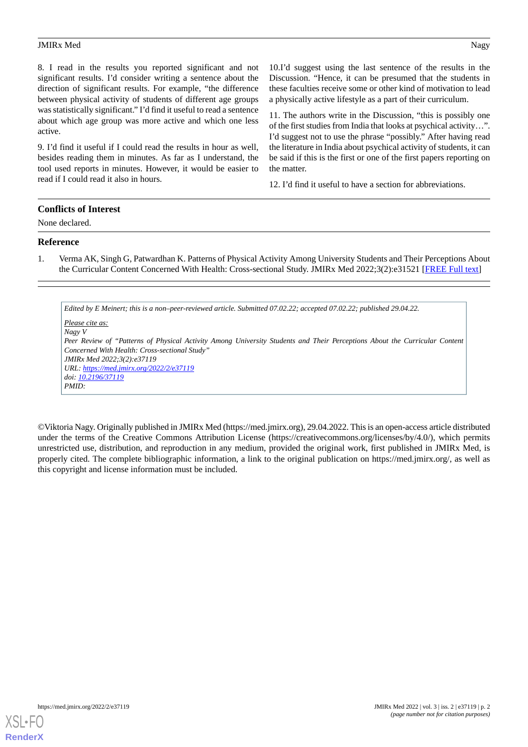8. I read in the results you reported significant and not significant results. I'd consider writing a sentence about the direction of significant results. For example, "the difference between physical activity of students of different age groups was statistically significant." I'd find it useful to read a sentence about which age group was more active and which one less active.

9. I'd find it useful if I could read the results in hour as well, besides reading them in minutes. As far as I understand, the tool used reports in minutes. However, it would be easier to read if I could read it also in hours.

10.I'd suggest using the last sentence of the results in the Discussion. "Hence, it can be presumed that the students in these faculties receive some or other kind of motivation to lead a physically active lifestyle as a part of their curriculum.

11. The authors write in the Discussion, "this is possibly one of the first studies from India that looks at psychical activity…". I'd suggest not to use the phrase "possibly." After having read the literature in India about psychical activity of students, it can be said if this is the first or one of the first papers reporting on the matter.

12. I'd find it useful to have a section for abbreviations.

## Conflicts of Interest

None declared.

## Reference

1. Verma AK, Singh G, Patwardhan K. Patterns of Physical Activity Among University Students and Their Perceptions About the Curricular Content Concerned With Health: Cross-sectional Study. JMIRx Med 2022;3(2):e31521 [FREE Full text]

*Edited by E Meinert; this is a non–peer-reviewed article. Submitted 07.02.22; accepted 07.02.22; published 29.04.22.*

*Please cite as:*
*Nagy V*
*Peer Review of "Patterns of Physical Activity Among University Students and Their Perceptions About the Curricular Content Concerned With Health: Cross-sectional Study"*
*JMIRx Med 2022;3(2):e37119*
*URL: https://med.jmirx.org/2022/2/e37119*
*doi: 10.2196/37119*
*PMID:*

©Viktoria Nagy. Originally published in JMIRx Med (https://med.jmirx.org), 29.04.2022. This is an open-access article distributed under the terms of the Creative Commons Attribution License (https://creativecommons.org/licenses/by/4.0/), which permits unrestricted use, distribution, and reproduction in any medium, provided the original work, first published in JMIRx Med, is properly cited. The complete bibliographic information, a link to the original publication on https://med.jmirx.org/, as well as this copyright and license information must be included.